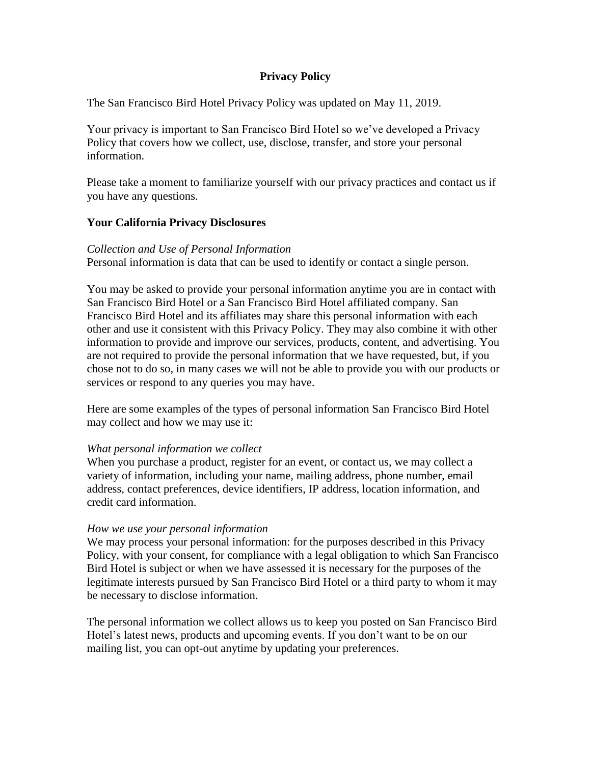# Privacy Policy

The San Francisco Bird Hotel Privacy Policy was updated on May 11, 2019.

Your privacy is important to San Francisco Bird Hotel so we've developed a Privacy Policy that covers how we collect, use, disclose, transfer, and store your personal information.

Please take a moment to familiarize yourself with our privacy practices and contact us if you have any questions.

## Your California Privacy Disclosures

*Collection and Use of Personal Information*
Personal information is data that can be used to identify or contact a single person.

You may be asked to provide your personal information anytime you are in contact with San Francisco Bird Hotel or a San Francisco Bird Hotel affiliated company. San Francisco Bird Hotel and its affiliates may share this personal information with each other and use it consistent with this Privacy Policy. They may also combine it with other information to provide and improve our services, products, content, and advertising. You are not required to provide the personal information that we have requested, but, if you chose not to do so, in many cases we will not be able to provide you with our products or services or respond to any queries you may have.

Here are some examples of the types of personal information San Francisco Bird Hotel may collect and how we may use it:

*What personal information we collect*
When you purchase a product, register for an event, or contact us, we may collect a variety of information, including your name, mailing address, phone number, email address, contact preferences, device identifiers, IP address, location information, and credit card information.

*How we use your personal information*
We may process your personal information: for the purposes described in this Privacy Policy, with your consent, for compliance with a legal obligation to which San Francisco Bird Hotel is subject or when we have assessed it is necessary for the purposes of the legitimate interests pursued by San Francisco Bird Hotel or a third party to whom it may be necessary to disclose information.

The personal information we collect allows us to keep you posted on San Francisco Bird Hotel's latest news, products and upcoming events. If you don't want to be on our mailing list, you can opt-out anytime by updating your preferences.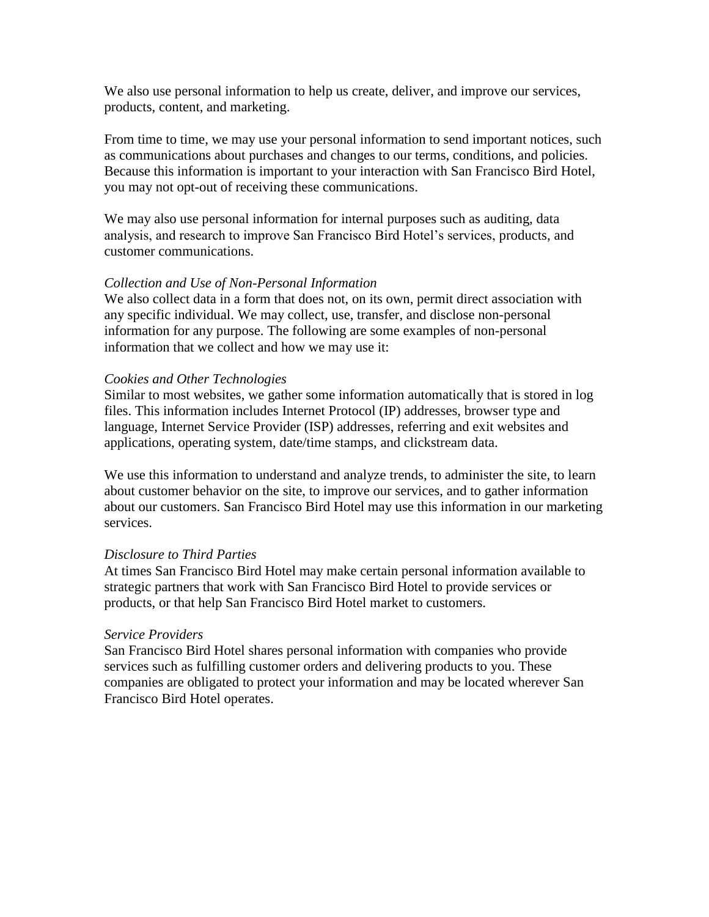We also use personal information to help us create, deliver, and improve our services, products, content, and marketing.

From time to time, we may use your personal information to send important notices, such as communications about purchases and changes to our terms, conditions, and policies. Because this information is important to your interaction with San Francisco Bird Hotel, you may not opt-out of receiving these communications.

We may also use personal information for internal purposes such as auditing, data analysis, and research to improve San Francisco Bird Hotel's services, products, and customer communications.

*Collection and Use of Non-Personal Information*

We also collect data in a form that does not, on its own, permit direct association with any specific individual. We may collect, use, transfer, and disclose non-personal information for any purpose. The following are some examples of non-personal information that we collect and how we may use it:

*Cookies and Other Technologies*

Similar to most websites, we gather some information automatically that is stored in log files. This information includes Internet Protocol (IP) addresses, browser type and language, Internet Service Provider (ISP) addresses, referring and exit websites and applications, operating system, date/time stamps, and clickstream data.

We use this information to understand and analyze trends, to administer the site, to learn about customer behavior on the site, to improve our services, and to gather information about our customers. San Francisco Bird Hotel may use this information in our marketing services.

*Disclosure to Third Parties*

At times San Francisco Bird Hotel may make certain personal information available to strategic partners that work with San Francisco Bird Hotel to provide services or products, or that help San Francisco Bird Hotel market to customers.

*Service Providers*

San Francisco Bird Hotel shares personal information with companies who provide services such as fulfilling customer orders and delivering products to you. These companies are obligated to protect your information and may be located wherever San Francisco Bird Hotel operates.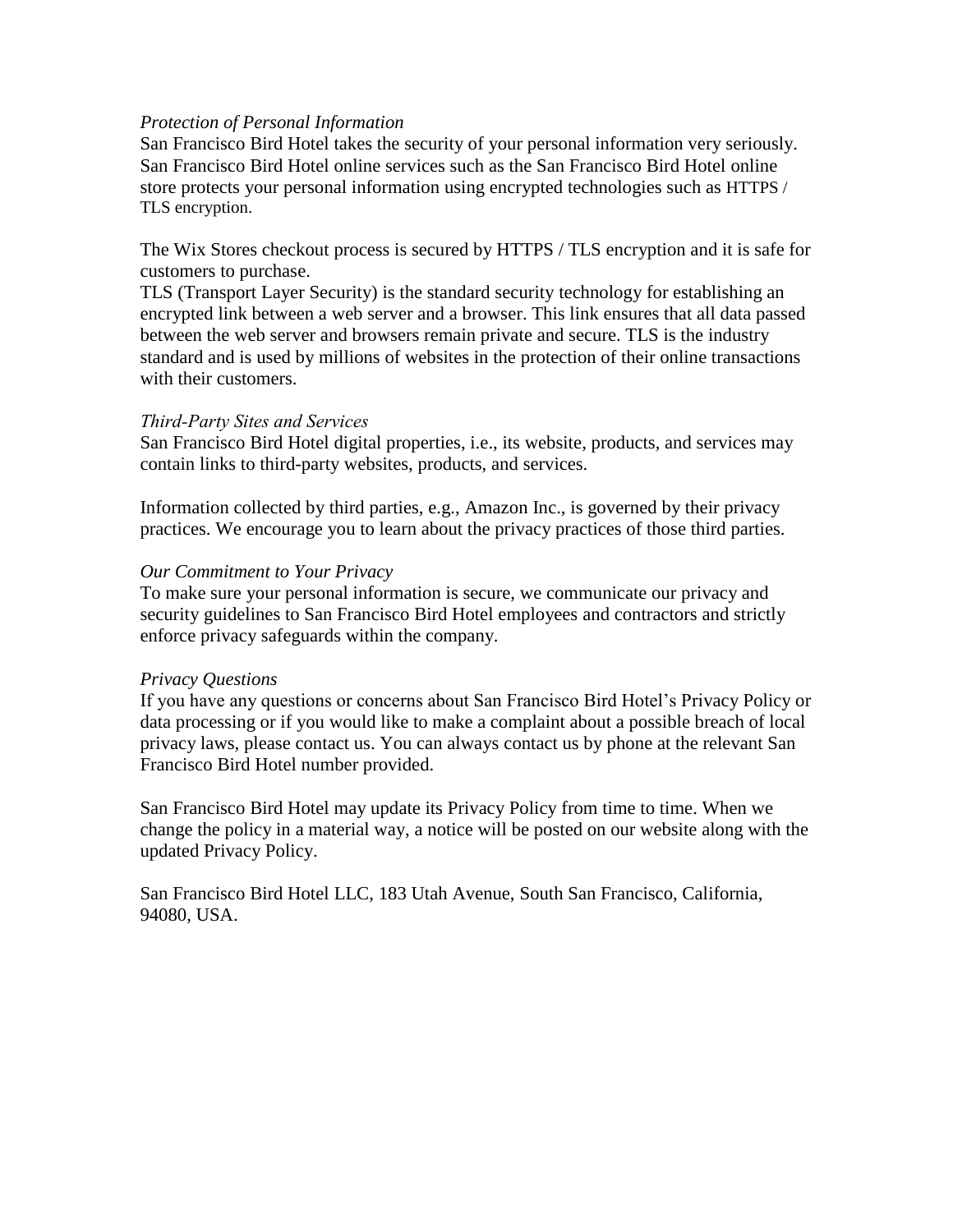*Protection of Personal Information*
San Francisco Bird Hotel takes the security of your personal information very seriously. San Francisco Bird Hotel online services such as the San Francisco Bird Hotel online store protects your personal information using encrypted technologies such as HTTPS / TLS encryption.

The Wix Stores checkout process is secured by HTTPS / TLS encryption and it is safe for customers to purchase.
TLS (Transport Layer Security) is the standard security technology for establishing an encrypted link between a web server and a browser. This link ensures that all data passed between the web server and browsers remain private and secure. TLS is the industry standard and is used by millions of websites in the protection of their online transactions with their customers.

*Third-Party Sites and Services*
San Francisco Bird Hotel digital properties, i.e., its website, products, and services may contain links to third-party websites, products, and services.

Information collected by third parties, e.g., Amazon Inc., is governed by their privacy practices. We encourage you to learn about the privacy practices of those third parties.

*Our Commitment to Your Privacy*
To make sure your personal information is secure, we communicate our privacy and security guidelines to San Francisco Bird Hotel employees and contractors and strictly enforce privacy safeguards within the company.

*Privacy Questions*
If you have any questions or concerns about San Francisco Bird Hotel's Privacy Policy or data processing or if you would like to make a complaint about a possible breach of local privacy laws, please contact us. You can always contact us by phone at the relevant San Francisco Bird Hotel number provided.

San Francisco Bird Hotel may update its Privacy Policy from time to time. When we change the policy in a material way, a notice will be posted on our website along with the updated Privacy Policy.

San Francisco Bird Hotel LLC, 183 Utah Avenue, South San Francisco, California, 94080, USA.